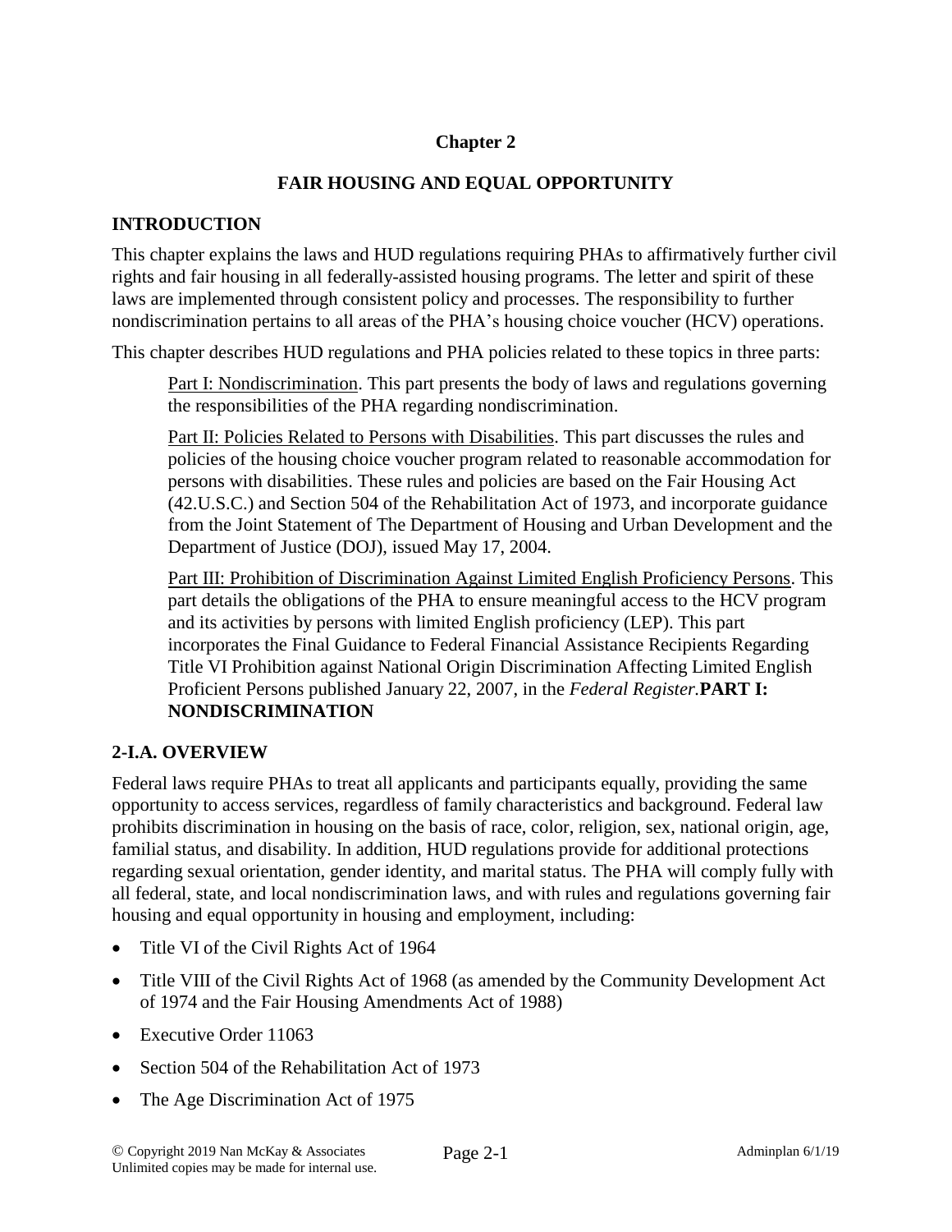# Chapter 2

## FAIR HOUSING AND EQUAL OPPORTUNITY

### INTRODUCTION

This chapter explains the laws and HUD regulations requiring PHAs to affirmatively further civil rights and fair housing in all federally-assisted housing programs. The letter and spirit of these laws are implemented through consistent policy and processes. The responsibility to further nondiscrimination pertains to all areas of the PHA's housing choice voucher (HCV) operations.

This chapter describes HUD regulations and PHA policies related to these topics in three parts:

> <u>Part I: Nondiscrimination</u>. This part presents the body of laws and regulations governing the responsibilities of the PHA regarding nondiscrimination.
>
> <u>Part II: Policies Related to Persons with Disabilities</u>. This part discusses the rules and policies of the housing choice voucher program related to reasonable accommodation for persons with disabilities. These rules and policies are based on the Fair Housing Act (42.U.S.C.) and Section 504 of the Rehabilitation Act of 1973, and incorporate guidance from the Joint Statement of The Department of Housing and Urban Development and the Department of Justice (DOJ), issued May 17, 2004.
>
> <u>Part III: Prohibition of Discrimination Against Limited English Proficiency Persons</u>. This part details the obligations of the PHA to ensure meaningful access to the HCV program and its activities by persons with limited English proficiency (LEP). This part incorporates the Final Guidance to Federal Financial Assistance Recipients Regarding Title VI Prohibition against National Origin Discrimination Affecting Limited English Proficient Persons published January 22, 2007, in the *Federal Register.*

## PART I: NONDISCRIMINATION

### 2-I.A. OVERVIEW

Federal laws require PHAs to treat all applicants and participants equally, providing the same opportunity to access services, regardless of family characteristics and background. Federal law prohibits discrimination in housing on the basis of race, color, religion, sex, national origin, age, familial status, and disability. In addition, HUD regulations provide for additional protections regarding sexual orientation, gender identity, and marital status. The PHA will comply fully with all federal, state, and local nondiscrimination laws, and with rules and regulations governing fair housing and equal opportunity in housing and employment, including:

- Title VI of the Civil Rights Act of 1964
- Title VIII of the Civil Rights Act of 1968 (as amended by the Community Development Act of 1974 and the Fair Housing Amendments Act of 1988)
- Executive Order 11063
- Section 504 of the Rehabilitation Act of 1973
- The Age Discrimination Act of 1975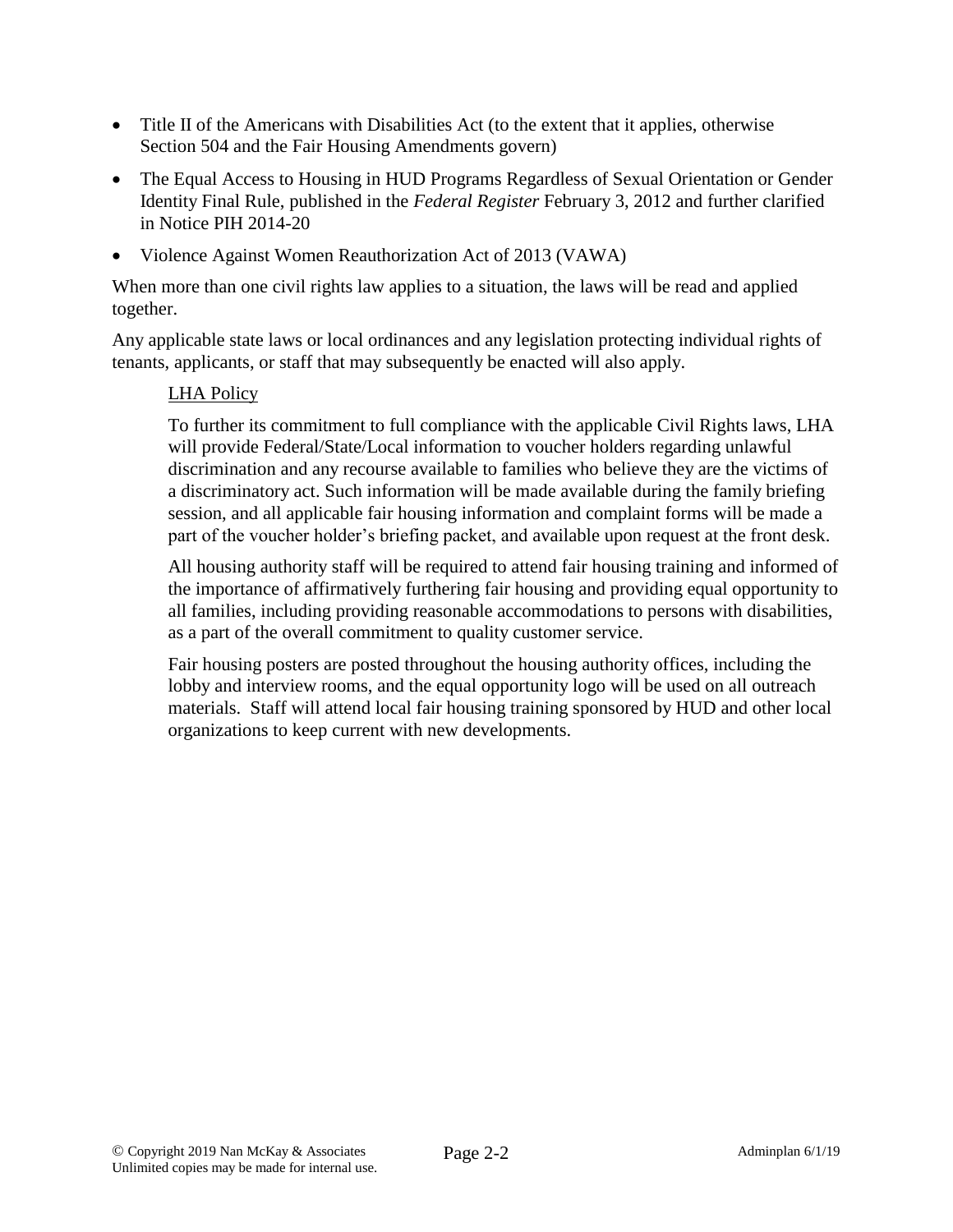- Title II of the Americans with Disabilities Act (to the extent that it applies, otherwise Section 504 and the Fair Housing Amendments govern)
- The Equal Access to Housing in HUD Programs Regardless of Sexual Orientation or Gender Identity Final Rule, published in the *Federal Register* February 3, 2012 and further clarified in Notice PIH 2014-20
- Violence Against Women Reauthorization Act of 2013 (VAWA)

When more than one civil rights law applies to a situation, the laws will be read and applied together.

Any applicable state laws or local ordinances and any legislation protecting individual rights of tenants, applicants, or staff that may subsequently be enacted will also apply.

<u>LHA Policy</u>

To further its commitment to full compliance with the applicable Civil Rights laws, LHA will provide Federal/State/Local information to voucher holders regarding unlawful discrimination and any recourse available to families who believe they are the victims of a discriminatory act. Such information will be made available during the family briefing session, and all applicable fair housing information and complaint forms will be made a part of the voucher holder's briefing packet, and available upon request at the front desk.

All housing authority staff will be required to attend fair housing training and informed of the importance of affirmatively furthering fair housing and providing equal opportunity to all families, including providing reasonable accommodations to persons with disabilities, as a part of the overall commitment to quality customer service.

Fair housing posters are posted throughout the housing authority offices, including the lobby and interview rooms, and the equal opportunity logo will be used on all outreach materials. Staff will attend local fair housing training sponsored by HUD and other local organizations to keep current with new developments.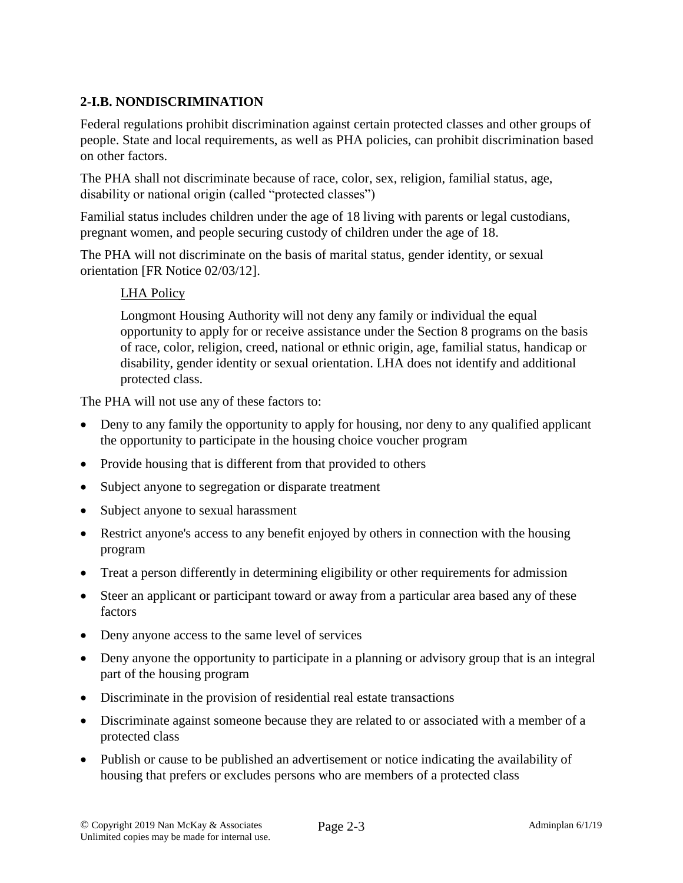## 2-I.B. NONDISCRIMINATION

Federal regulations prohibit discrimination against certain protected classes and other groups of people. State and local requirements, as well as PHA policies, can prohibit discrimination based on other factors.

The PHA shall not discriminate because of race, color, sex, religion, familial status, age, disability or national origin (called "protected classes")

Familial status includes children under the age of 18 living with parents or legal custodians, pregnant women, and people securing custody of children under the age of 18.

The PHA will not discriminate on the basis of marital status, gender identity, or sexual orientation [FR Notice 02/03/12].

> <u>LHA Policy</u>
>
> Longmont Housing Authority will not deny any family or individual the equal opportunity to apply for or receive assistance under the Section 8 programs on the basis of race, color, religion, creed, national or ethnic origin, age, familial status, handicap or disability, gender identity or sexual orientation. LHA does not identify and additional protected class.

The PHA will not use any of these factors to:

- Deny to any family the opportunity to apply for housing, nor deny to any qualified applicant the opportunity to participate in the housing choice voucher program
- Provide housing that is different from that provided to others
- Subject anyone to segregation or disparate treatment
- Subject anyone to sexual harassment
- Restrict anyone's access to any benefit enjoyed by others in connection with the housing program
- Treat a person differently in determining eligibility or other requirements for admission
- Steer an applicant or participant toward or away from a particular area based any of these factors
- Deny anyone access to the same level of services
- Deny anyone the opportunity to participate in a planning or advisory group that is an integral part of the housing program
- Discriminate in the provision of residential real estate transactions
- Discriminate against someone because they are related to or associated with a member of a protected class
- Publish or cause to be published an advertisement or notice indicating the availability of housing that prefers or excludes persons who are members of a protected class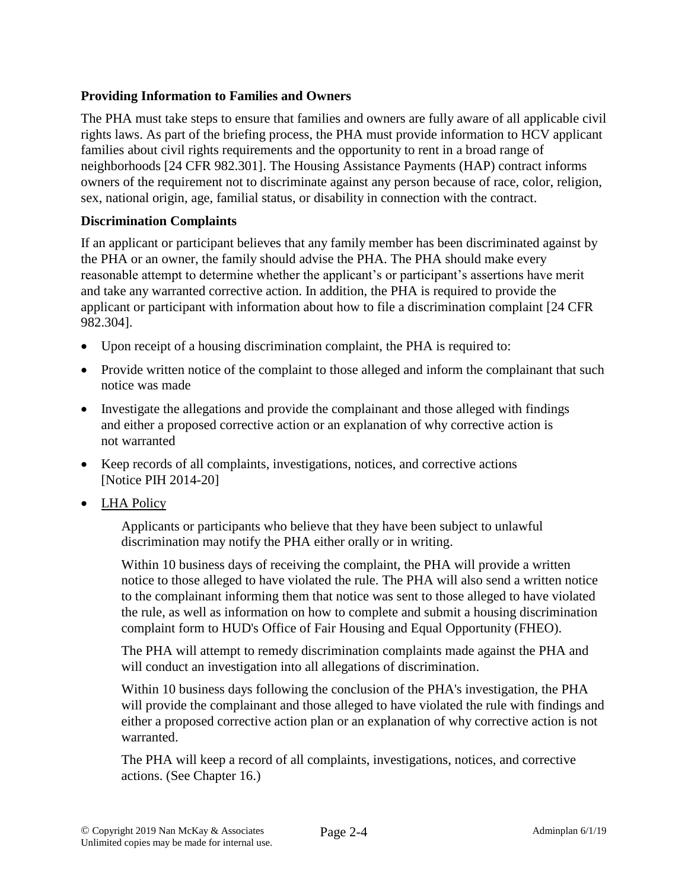**Providing Information to Families and Owners**

The PHA must take steps to ensure that families and owners are fully aware of all applicable civil rights laws. As part of the briefing process, the PHA must provide information to HCV applicant families about civil rights requirements and the opportunity to rent in a broad range of neighborhoods [24 CFR 982.301]. The Housing Assistance Payments (HAP) contract informs owners of the requirement not to discriminate against any person because of race, color, religion, sex, national origin, age, familial status, or disability in connection with the contract.

**Discrimination Complaints**

If an applicant or participant believes that any family member has been discriminated against by the PHA or an owner, the family should advise the PHA. The PHA should make every reasonable attempt to determine whether the applicant's or participant's assertions have merit and take any warranted corrective action. In addition, the PHA is required to provide the applicant or participant with information about how to file a discrimination complaint [24 CFR 982.304].

- Upon receipt of a housing discrimination complaint, the PHA is required to:
- Provide written notice of the complaint to those alleged and inform the complainant that such notice was made
- Investigate the allegations and provide the complainant and those alleged with findings and either a proposed corrective action or an explanation of why corrective action is not warranted
- Keep records of all complaints, investigations, notices, and corrective actions [Notice PIH 2014-20]
- LHA Policy

  Applicants or participants who believe that they have been subject to unlawful discrimination may notify the PHA either orally or in writing.

  Within 10 business days of receiving the complaint, the PHA will provide a written notice to those alleged to have violated the rule. The PHA will also send a written notice to the complainant informing them that notice was sent to those alleged to have violated the rule, as well as information on how to complete and submit a housing discrimination complaint form to HUD's Office of Fair Housing and Equal Opportunity (FHEO).

  The PHA will attempt to remedy discrimination complaints made against the PHA and will conduct an investigation into all allegations of discrimination.

  Within 10 business days following the conclusion of the PHA's investigation, the PHA will provide the complainant and those alleged to have violated the rule with findings and either a proposed corrective action plan or an explanation of why corrective action is not warranted.

  The PHA will keep a record of all complaints, investigations, notices, and corrective actions. (See Chapter 16.)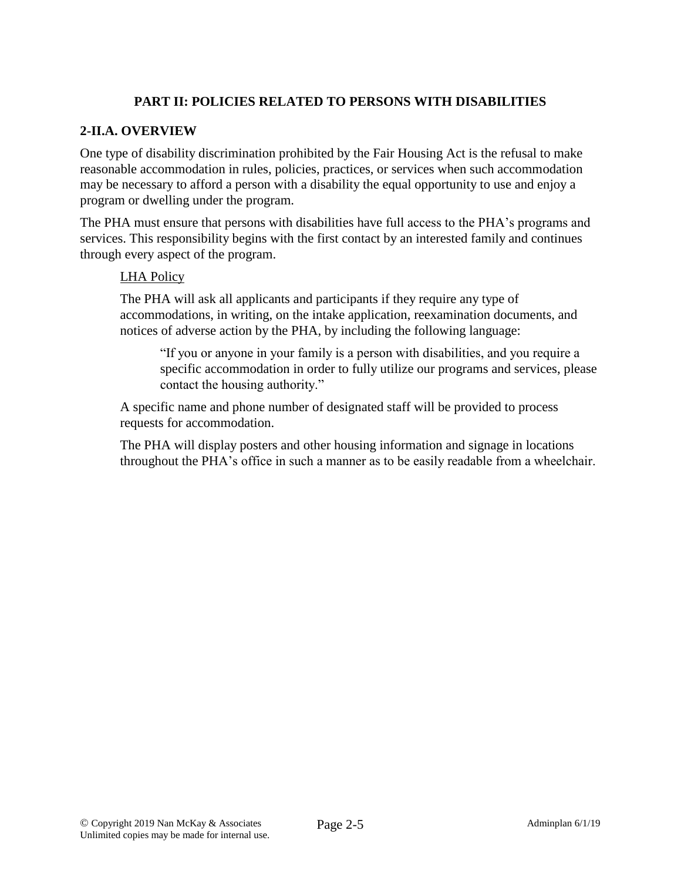## PART II: POLICIES RELATED TO PERSONS WITH DISABILITIES

### 2-II.A. OVERVIEW

One type of disability discrimination prohibited by the Fair Housing Act is the refusal to make reasonable accommodation in rules, policies, practices, or services when such accommodation may be necessary to afford a person with a disability the equal opportunity to use and enjoy a program or dwelling under the program.

The PHA must ensure that persons with disabilities have full access to the PHA's programs and services. This responsibility begins with the first contact by an interested family and continues through every aspect of the program.

<u>LHA Policy</u>

The PHA will ask all applicants and participants if they require any type of accommodations, in writing, on the intake application, reexamination documents, and notices of adverse action by the PHA, by including the following language:

> "If you or anyone in your family is a person with disabilities, and you require a specific accommodation in order to fully utilize our programs and services, please contact the housing authority."

A specific name and phone number of designated staff will be provided to process requests for accommodation.

The PHA will display posters and other housing information and signage in locations throughout the PHA's office in such a manner as to be easily readable from a wheelchair.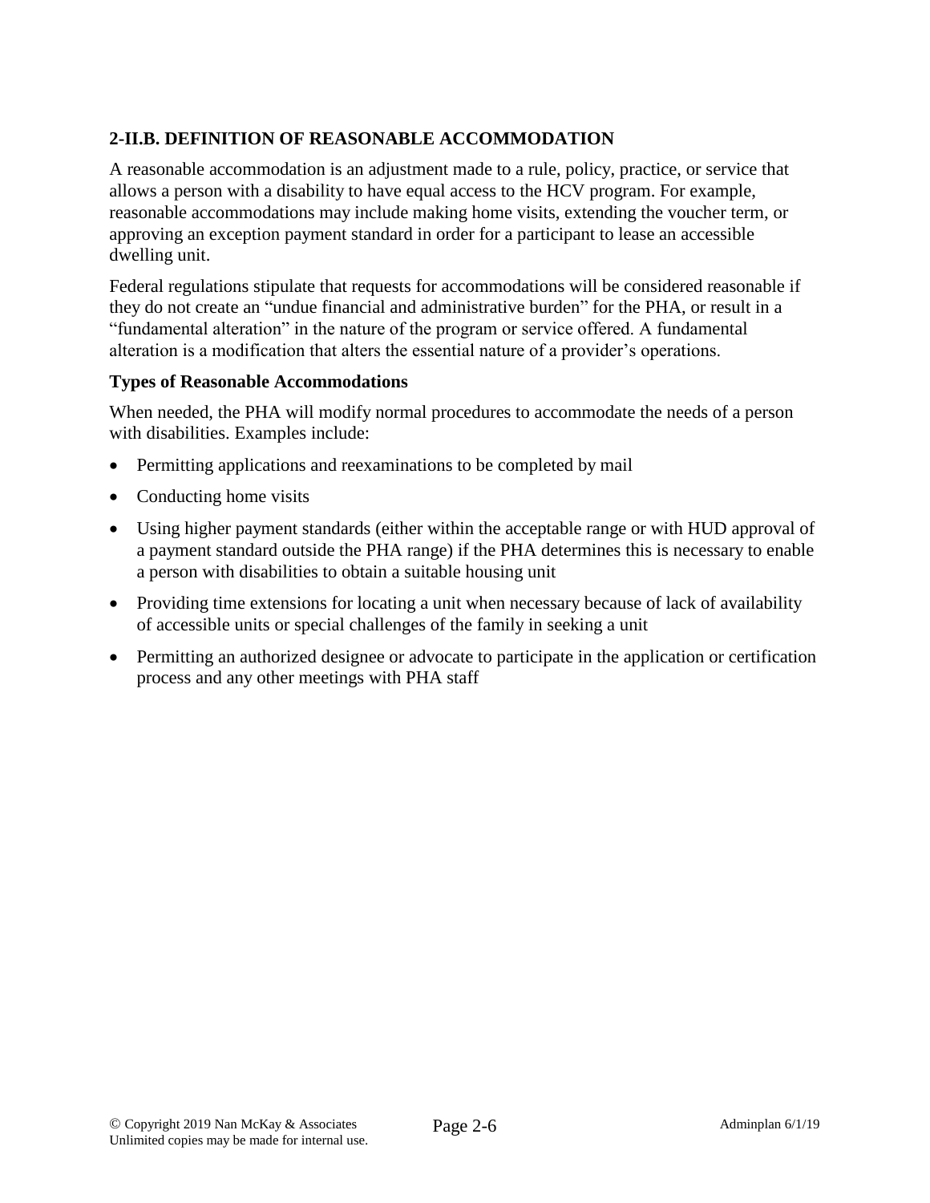## 2-II.B. DEFINITION OF REASONABLE ACCOMMODATION

A reasonable accommodation is an adjustment made to a rule, policy, practice, or service that allows a person with a disability to have equal access to the HCV program. For example, reasonable accommodations may include making home visits, extending the voucher term, or approving an exception payment standard in order for a participant to lease an accessible dwelling unit.

Federal regulations stipulate that requests for accommodations will be considered reasonable if they do not create an "undue financial and administrative burden" for the PHA, or result in a "fundamental alteration" in the nature of the program or service offered. A fundamental alteration is a modification that alters the essential nature of a provider's operations.

### Types of Reasonable Accommodations

When needed, the PHA will modify normal procedures to accommodate the needs of a person with disabilities. Examples include:

- Permitting applications and reexaminations to be completed by mail
- Conducting home visits
- Using higher payment standards (either within the acceptable range or with HUD approval of a payment standard outside the PHA range) if the PHA determines this is necessary to enable a person with disabilities to obtain a suitable housing unit
- Providing time extensions for locating a unit when necessary because of lack of availability of accessible units or special challenges of the family in seeking a unit
- Permitting an authorized designee or advocate to participate in the application or certification process and any other meetings with PHA staff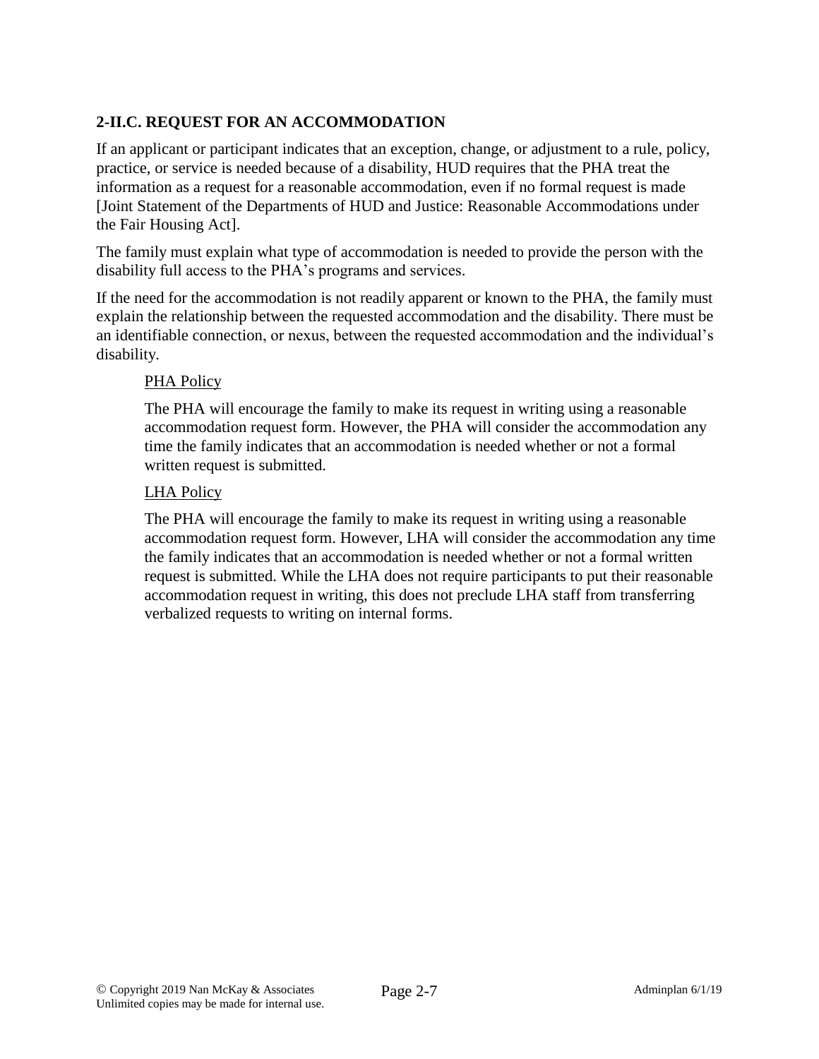### 2-II.C. REQUEST FOR AN ACCOMMODATION

If an applicant or participant indicates that an exception, change, or adjustment to a rule, policy, practice, or service is needed because of a disability, HUD requires that the PHA treat the information as a request for a reasonable accommodation, even if no formal request is made [Joint Statement of the Departments of HUD and Justice: Reasonable Accommodations under the Fair Housing Act].

The family must explain what type of accommodation is needed to provide the person with the disability full access to the PHA's programs and services.

If the need for the accommodation is not readily apparent or known to the PHA, the family must explain the relationship between the requested accommodation and the disability. There must be an identifiable connection, or nexus, between the requested accommodation and the individual's disability.

<u>PHA Policy</u>

The PHA will encourage the family to make its request in writing using a reasonable accommodation request form. However, the PHA will consider the accommodation any time the family indicates that an accommodation is needed whether or not a formal written request is submitted.

<u>LHA Policy</u>

The PHA will encourage the family to make its request in writing using a reasonable accommodation request form. However, LHA will consider the accommodation any time the family indicates that an accommodation is needed whether or not a formal written request is submitted. While the LHA does not require participants to put their reasonable accommodation request in writing, this does not preclude LHA staff from transferring verbalized requests to writing on internal forms.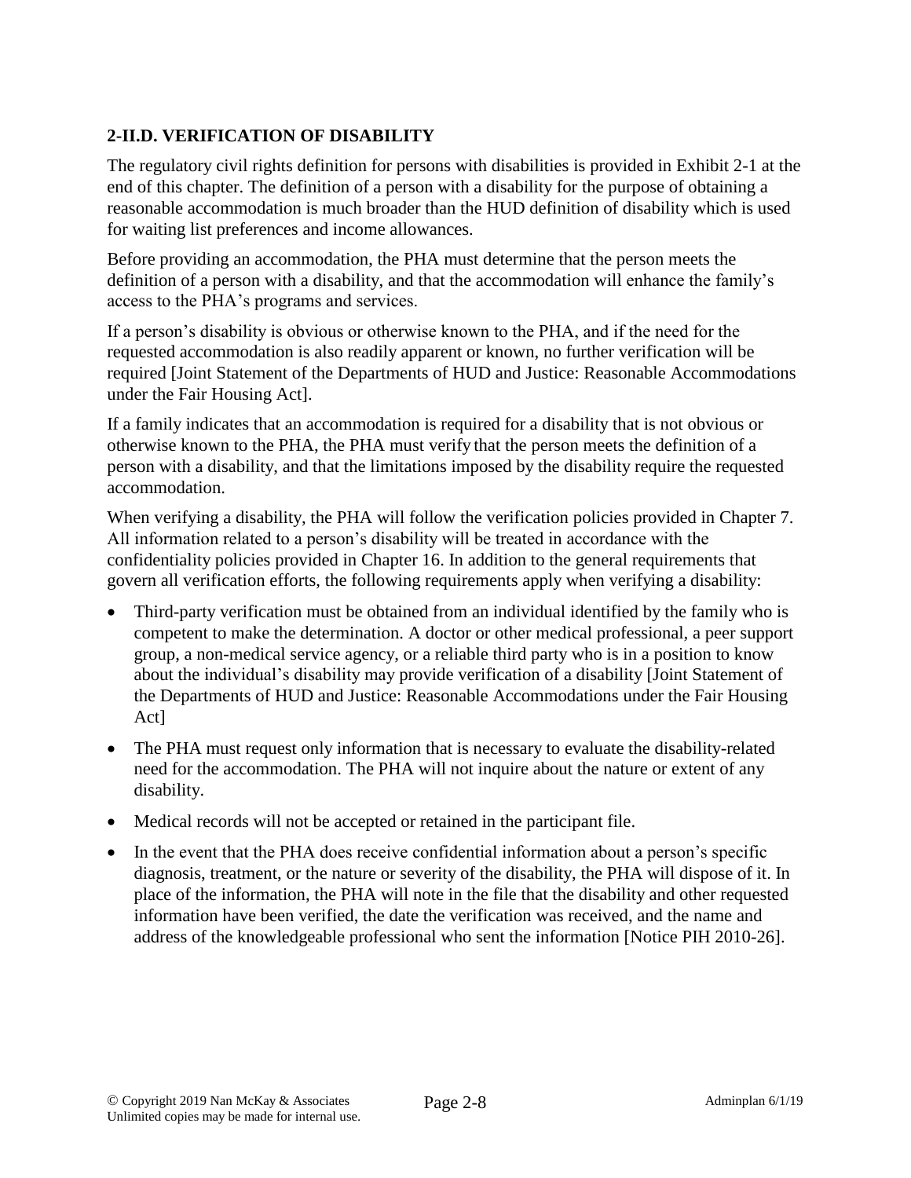## 2-II.D. VERIFICATION OF DISABILITY

The regulatory civil rights definition for persons with disabilities is provided in Exhibit 2-1 at the end of this chapter. The definition of a person with a disability for the purpose of obtaining a reasonable accommodation is much broader than the HUD definition of disability which is used for waiting list preferences and income allowances.

Before providing an accommodation, the PHA must determine that the person meets the definition of a person with a disability, and that the accommodation will enhance the family's access to the PHA's programs and services.

If a person's disability is obvious or otherwise known to the PHA, and if the need for the requested accommodation is also readily apparent or known, no further verification will be required [Joint Statement of the Departments of HUD and Justice: Reasonable Accommodations under the Fair Housing Act].

If a family indicates that an accommodation is required for a disability that is not obvious or otherwise known to the PHA, the PHA must verify that the person meets the definition of a person with a disability, and that the limitations imposed by the disability require the requested accommodation.

When verifying a disability, the PHA will follow the verification policies provided in Chapter 7. All information related to a person's disability will be treated in accordance with the confidentiality policies provided in Chapter 16. In addition to the general requirements that govern all verification efforts, the following requirements apply when verifying a disability:

- Third-party verification must be obtained from an individual identified by the family who is competent to make the determination. A doctor or other medical professional, a peer support group, a non-medical service agency, or a reliable third party who is in a position to know about the individual's disability may provide verification of a disability [Joint Statement of the Departments of HUD and Justice: Reasonable Accommodations under the Fair Housing Act]
- The PHA must request only information that is necessary to evaluate the disability-related need for the accommodation. The PHA will not inquire about the nature or extent of any disability.
- Medical records will not be accepted or retained in the participant file.
- In the event that the PHA does receive confidential information about a person's specific diagnosis, treatment, or the nature or severity of the disability, the PHA will dispose of it. In place of the information, the PHA will note in the file that the disability and other requested information have been verified, the date the verification was received, and the name and address of the knowledgeable professional who sent the information [Notice PIH 2010-26].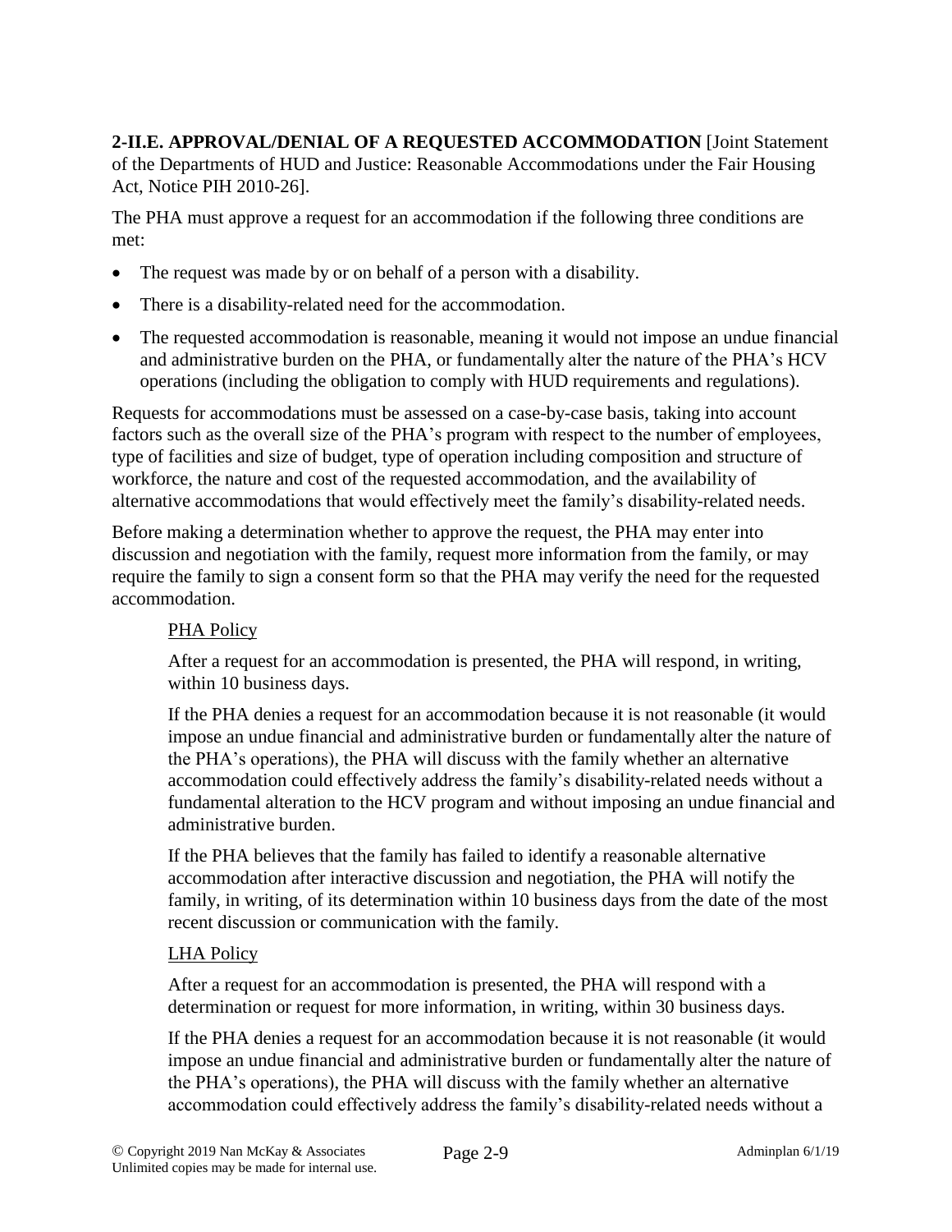**2-II.E. APPROVAL/DENIAL OF A REQUESTED ACCOMMODATION** [Joint Statement of the Departments of HUD and Justice: Reasonable Accommodations under the Fair Housing Act, Notice PIH 2010-26].

The PHA must approve a request for an accommodation if the following three conditions are met:

- The request was made by or on behalf of a person with a disability.
- There is a disability-related need for the accommodation.
- The requested accommodation is reasonable, meaning it would not impose an undue financial and administrative burden on the PHA, or fundamentally alter the nature of the PHA's HCV operations (including the obligation to comply with HUD requirements and regulations).

Requests for accommodations must be assessed on a case-by-case basis, taking into account factors such as the overall size of the PHA's program with respect to the number of employees, type of facilities and size of budget, type of operation including composition and structure of workforce, the nature and cost of the requested accommodation, and the availability of alternative accommodations that would effectively meet the family's disability-related needs.

Before making a determination whether to approve the request, the PHA may enter into discussion and negotiation with the family, request more information from the family, or may require the family to sign a consent form so that the PHA may verify the need for the requested accommodation.

<u>PHA Policy</u>

After a request for an accommodation is presented, the PHA will respond, in writing, within 10 business days.

If the PHA denies a request for an accommodation because it is not reasonable (it would impose an undue financial and administrative burden or fundamentally alter the nature of the PHA's operations), the PHA will discuss with the family whether an alternative accommodation could effectively address the family's disability-related needs without a fundamental alteration to the HCV program and without imposing an undue financial and administrative burden.

If the PHA believes that the family has failed to identify a reasonable alternative accommodation after interactive discussion and negotiation, the PHA will notify the family, in writing, of its determination within 10 business days from the date of the most recent discussion or communication with the family.

<u>LHA Policy</u>

After a request for an accommodation is presented, the PHA will respond with a determination or request for more information, in writing, within 30 business days.

If the PHA denies a request for an accommodation because it is not reasonable (it would impose an undue financial and administrative burden or fundamentally alter the nature of the PHA's operations), the PHA will discuss with the family whether an alternative accommodation could effectively address the family's disability-related needs without a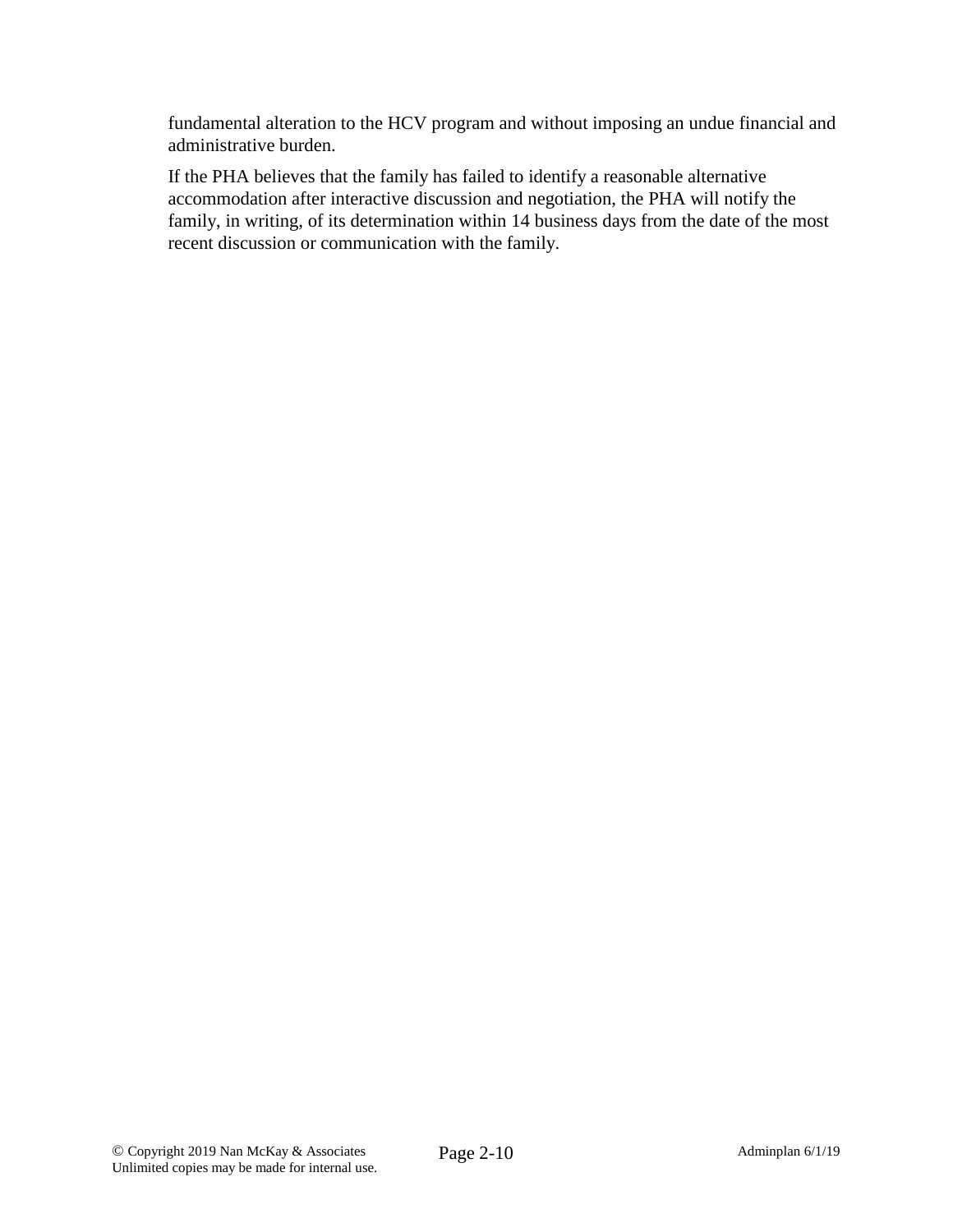fundamental alteration to the HCV program and without imposing an undue financial and administrative burden.

If the PHA believes that the family has failed to identify a reasonable alternative accommodation after interactive discussion and negotiation, the PHA will notify the family, in writing, of its determination within 14 business days from the date of the most recent discussion or communication with the family.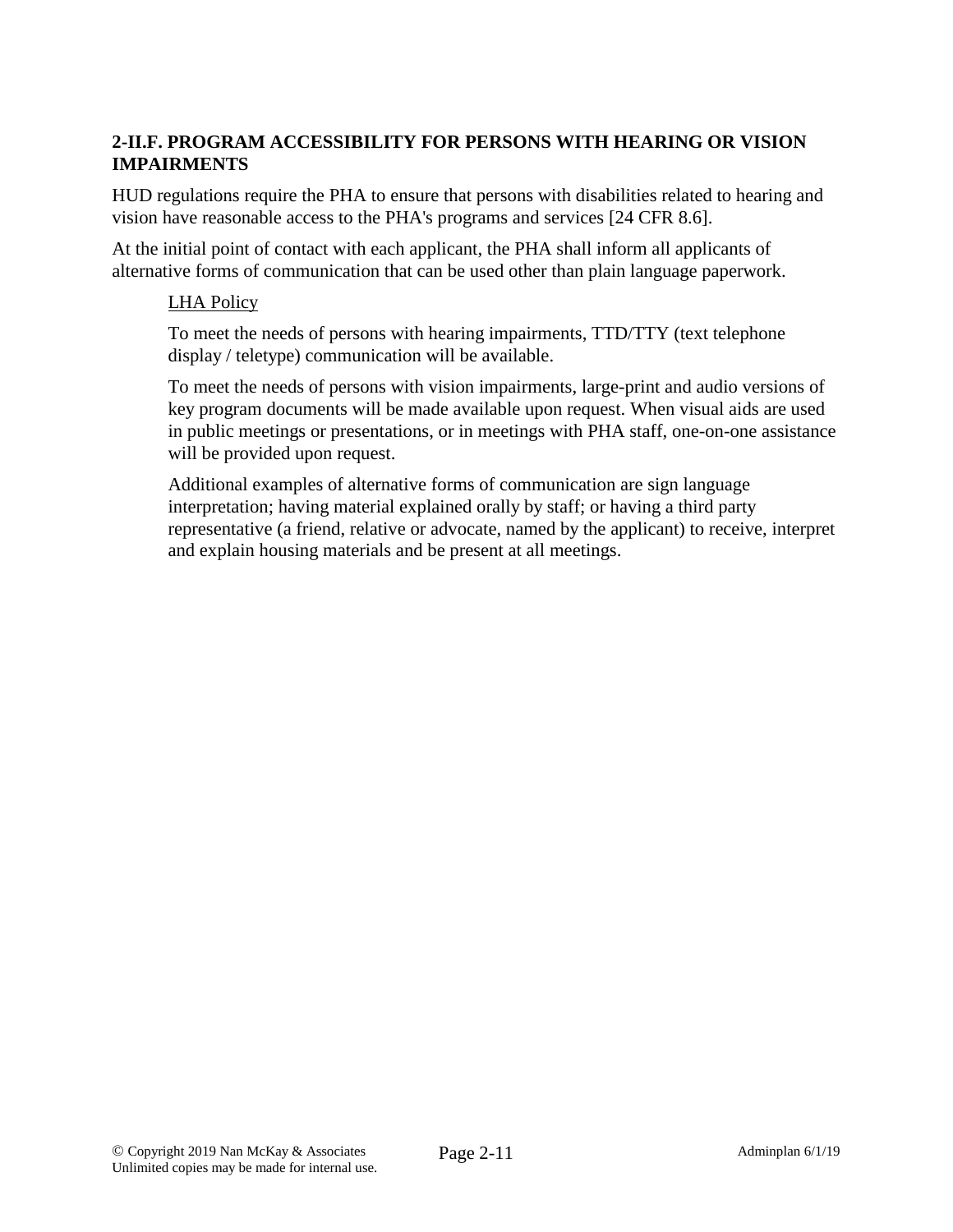### 2-II.F. PROGRAM ACCESSIBILITY FOR PERSONS WITH HEARING OR VISION IMPAIRMENTS

HUD regulations require the PHA to ensure that persons with disabilities related to hearing and vision have reasonable access to the PHA's programs and services [24 CFR 8.6].

At the initial point of contact with each applicant, the PHA shall inform all applicants of alternative forms of communication that can be used other than plain language paperwork.

> LHA Policy
>
> To meet the needs of persons with hearing impairments, TTD/TTY (text telephone display / teletype) communication will be available.
>
> To meet the needs of persons with vision impairments, large-print and audio versions of key program documents will be made available upon request. When visual aids are used in public meetings or presentations, or in meetings with PHA staff, one-on-one assistance will be provided upon request.
>
> Additional examples of alternative forms of communication are sign language interpretation; having material explained orally by staff; or having a third party representative (a friend, relative or advocate, named by the applicant) to receive, interpret and explain housing materials and be present at all meetings.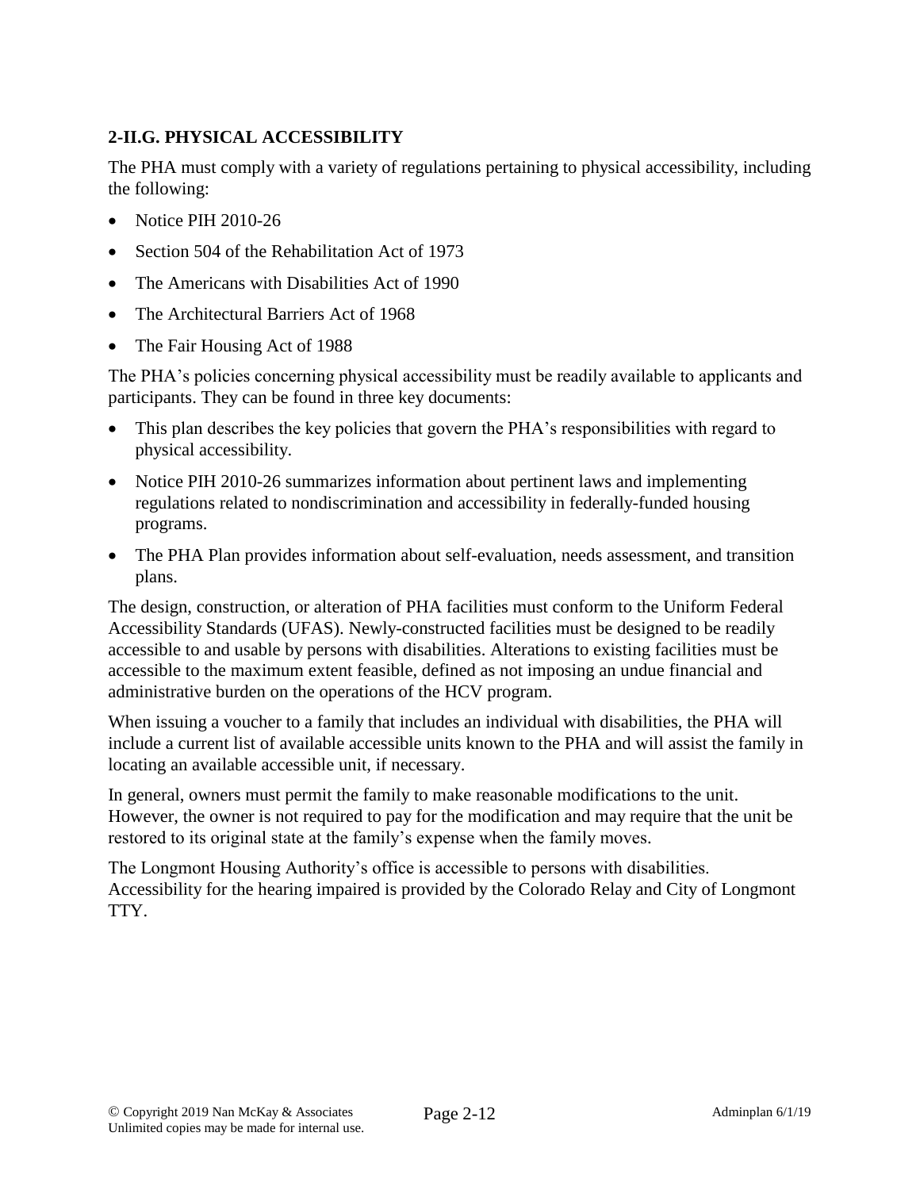## 2-II.G. PHYSICAL ACCESSIBILITY

The PHA must comply with a variety of regulations pertaining to physical accessibility, including the following:

- Notice PIH 2010-26
- Section 504 of the Rehabilitation Act of 1973
- The Americans with Disabilities Act of 1990
- The Architectural Barriers Act of 1968
- The Fair Housing Act of 1988

The PHA's policies concerning physical accessibility must be readily available to applicants and participants. They can be found in three key documents:

- This plan describes the key policies that govern the PHA's responsibilities with regard to physical accessibility.
- Notice PIH 2010-26 summarizes information about pertinent laws and implementing regulations related to nondiscrimination and accessibility in federally-funded housing programs.
- The PHA Plan provides information about self-evaluation, needs assessment, and transition plans.

The design, construction, or alteration of PHA facilities must conform to the Uniform Federal Accessibility Standards (UFAS). Newly-constructed facilities must be designed to be readily accessible to and usable by persons with disabilities. Alterations to existing facilities must be accessible to the maximum extent feasible, defined as not imposing an undue financial and administrative burden on the operations of the HCV program.

When issuing a voucher to a family that includes an individual with disabilities, the PHA will include a current list of available accessible units known to the PHA and will assist the family in locating an available accessible unit, if necessary.

In general, owners must permit the family to make reasonable modifications to the unit. However, the owner is not required to pay for the modification and may require that the unit be restored to its original state at the family's expense when the family moves.

The Longmont Housing Authority's office is accessible to persons with disabilities. Accessibility for the hearing impaired is provided by the Colorado Relay and City of Longmont TTY.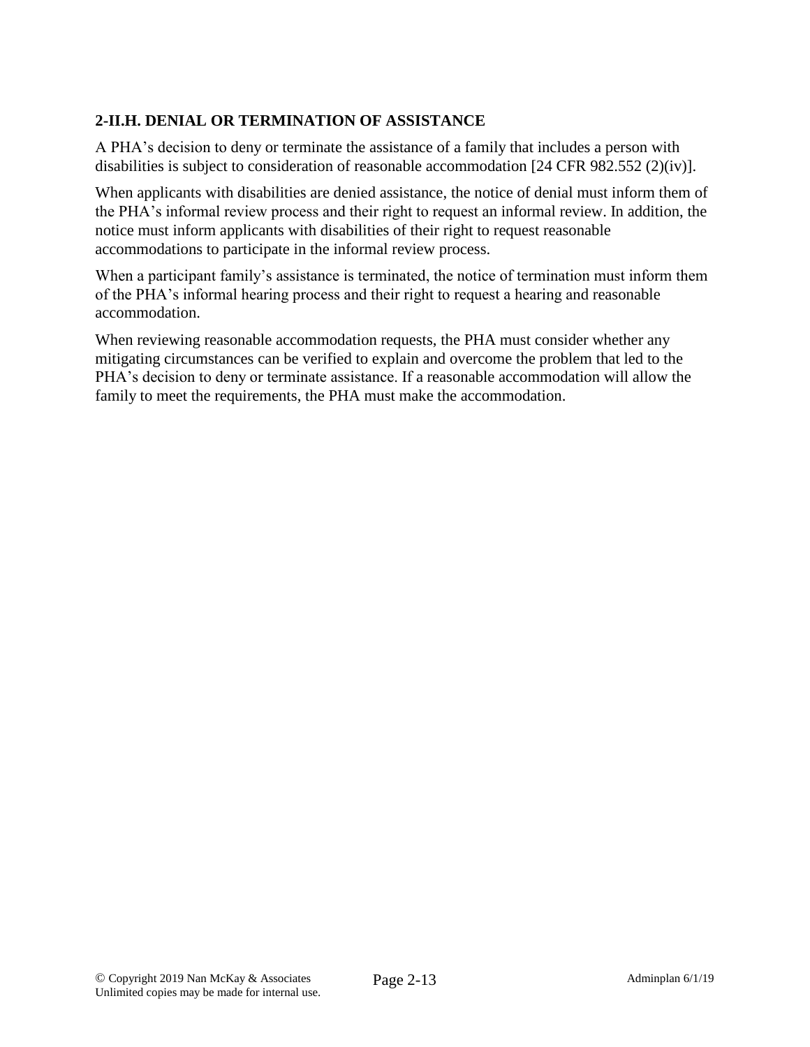### 2-II.H. DENIAL OR TERMINATION OF ASSISTANCE

A PHA's decision to deny or terminate the assistance of a family that includes a person with disabilities is subject to consideration of reasonable accommodation [24 CFR 982.552 (2)(iv)].

When applicants with disabilities are denied assistance, the notice of denial must inform them of the PHA's informal review process and their right to request an informal review. In addition, the notice must inform applicants with disabilities of their right to request reasonable accommodations to participate in the informal review process.

When a participant family's assistance is terminated, the notice of termination must inform them of the PHA's informal hearing process and their right to request a hearing and reasonable accommodation.

When reviewing reasonable accommodation requests, the PHA must consider whether any mitigating circumstances can be verified to explain and overcome the problem that led to the PHA's decision to deny or terminate assistance. If a reasonable accommodation will allow the family to meet the requirements, the PHA must make the accommodation.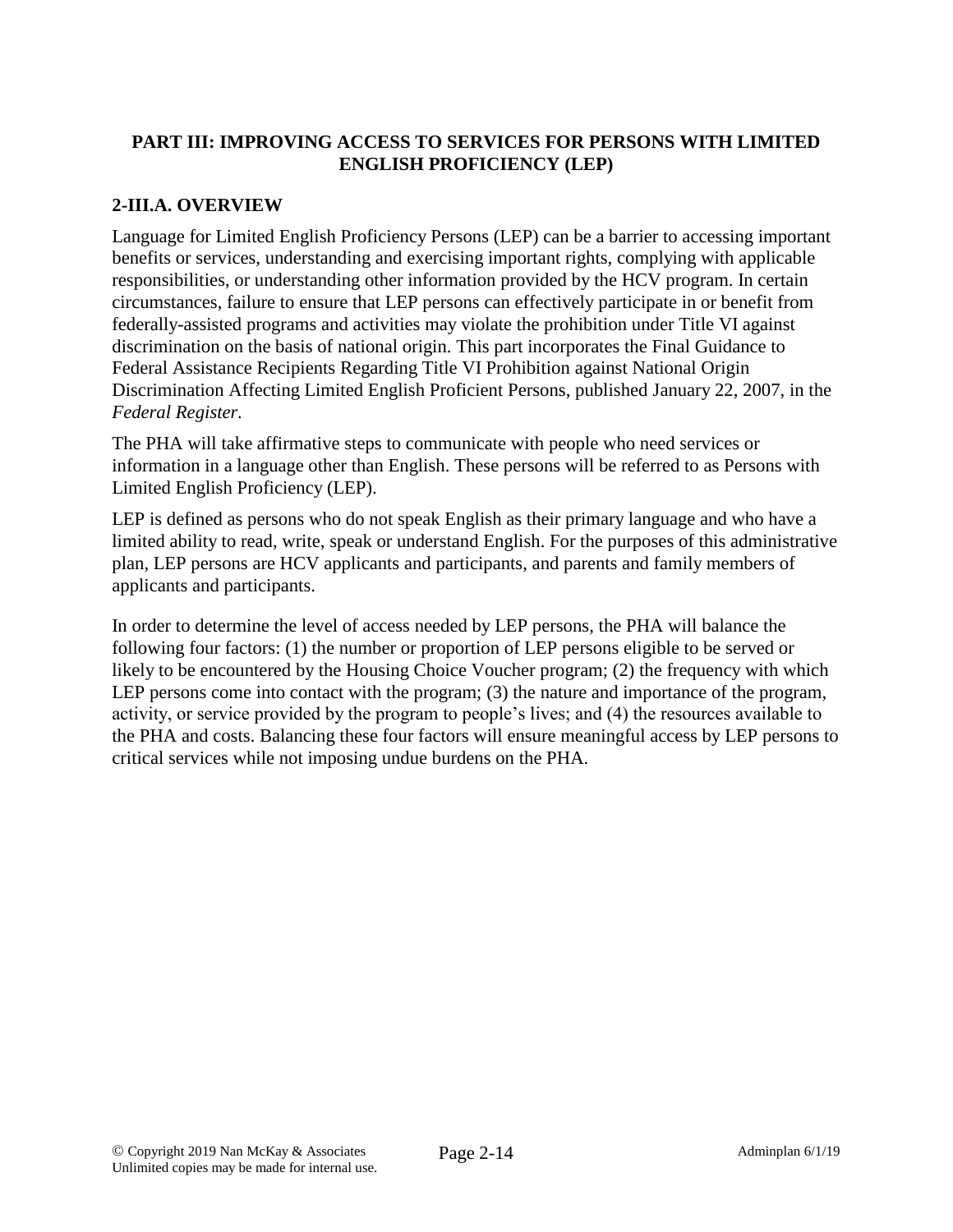## PART III: IMPROVING ACCESS TO SERVICES FOR PERSONS WITH LIMITED ENGLISH PROFICIENCY (LEP)

### 2-III.A. OVERVIEW

Language for Limited English Proficiency Persons (LEP) can be a barrier to accessing important benefits or services, understanding and exercising important rights, complying with applicable responsibilities, or understanding other information provided by the HCV program. In certain circumstances, failure to ensure that LEP persons can effectively participate in or benefit from federally-assisted programs and activities may violate the prohibition under Title VI against discrimination on the basis of national origin. This part incorporates the Final Guidance to Federal Assistance Recipients Regarding Title VI Prohibition against National Origin Discrimination Affecting Limited English Proficient Persons, published January 22, 2007, in the *Federal Register*.

The PHA will take affirmative steps to communicate with people who need services or information in a language other than English. These persons will be referred to as Persons with Limited English Proficiency (LEP).

LEP is defined as persons who do not speak English as their primary language and who have a limited ability to read, write, speak or understand English. For the purposes of this administrative plan, LEP persons are HCV applicants and participants, and parents and family members of applicants and participants.

In order to determine the level of access needed by LEP persons, the PHA will balance the following four factors: (1) the number or proportion of LEP persons eligible to be served or likely to be encountered by the Housing Choice Voucher program; (2) the frequency with which LEP persons come into contact with the program; (3) the nature and importance of the program, activity, or service provided by the program to people's lives; and (4) the resources available to the PHA and costs. Balancing these four factors will ensure meaningful access by LEP persons to critical services while not imposing undue burdens on the PHA.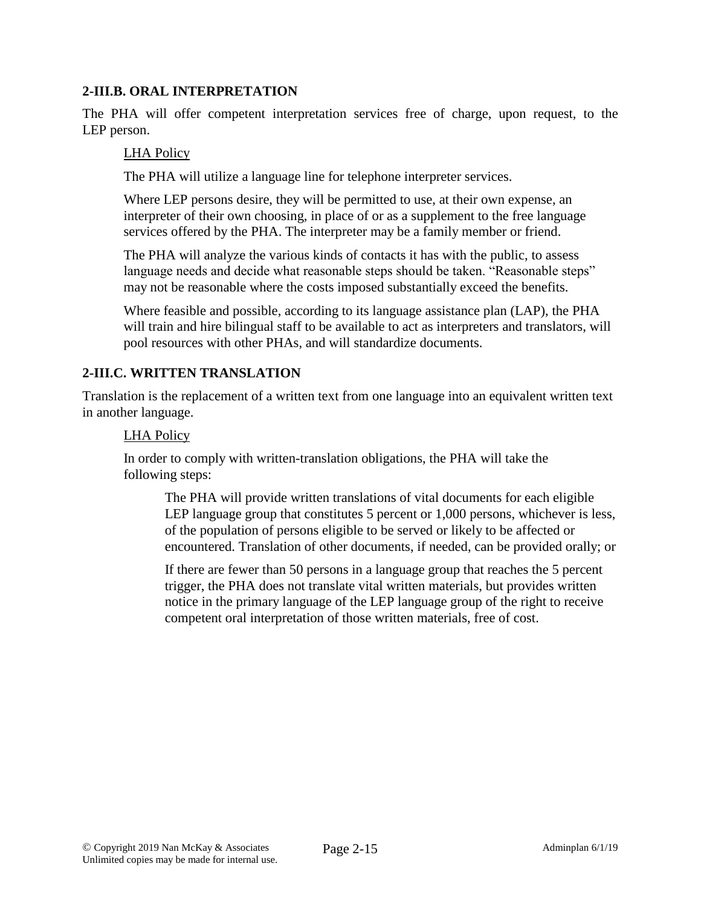### 2-III.B. ORAL INTERPRETATION

The PHA will offer competent interpretation services free of charge, upon request, to the LEP person.

LHA Policy

The PHA will utilize a language line for telephone interpreter services.

Where LEP persons desire, they will be permitted to use, at their own expense, an interpreter of their own choosing, in place of or as a supplement to the free language services offered by the PHA. The interpreter may be a family member or friend.

The PHA will analyze the various kinds of contacts it has with the public, to assess language needs and decide what reasonable steps should be taken. "Reasonable steps" may not be reasonable where the costs imposed substantially exceed the benefits.

Where feasible and possible, according to its language assistance plan (LAP), the PHA will train and hire bilingual staff to be available to act as interpreters and translators, will pool resources with other PHAs, and will standardize documents.

### 2-III.C. WRITTEN TRANSLATION

Translation is the replacement of a written text from one language into an equivalent written text in another language.

LHA Policy

In order to comply with written-translation obligations, the PHA will take the following steps:

The PHA will provide written translations of vital documents for each eligible LEP language group that constitutes 5 percent or 1,000 persons, whichever is less, of the population of persons eligible to be served or likely to be affected or encountered. Translation of other documents, if needed, can be provided orally; or

If there are fewer than 50 persons in a language group that reaches the 5 percent trigger, the PHA does not translate vital written materials, but provides written notice in the primary language of the LEP language group of the right to receive competent oral interpretation of those written materials, free of cost.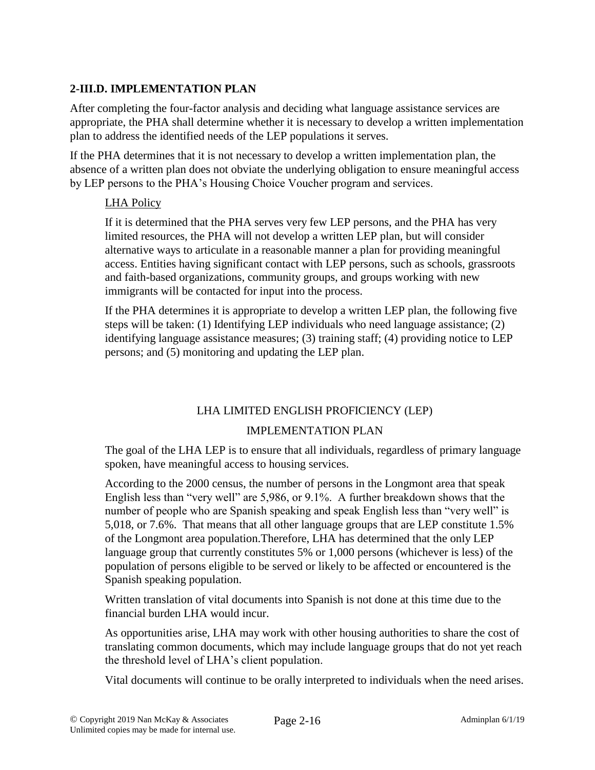## 2-III.D. IMPLEMENTATION PLAN

After completing the four-factor analysis and deciding what language assistance services are appropriate, the PHA shall determine whether it is necessary to develop a written implementation plan to address the identified needs of the LEP populations it serves.

If the PHA determines that it is not necessary to develop a written implementation plan, the absence of a written plan does not obviate the underlying obligation to ensure meaningful access by LEP persons to the PHA's Housing Choice Voucher program and services.

LHA Policy

If it is determined that the PHA serves very few LEP persons, and the PHA has very limited resources, the PHA will not develop a written LEP plan, but will consider alternative ways to articulate in a reasonable manner a plan for providing meaningful access. Entities having significant contact with LEP persons, such as schools, grassroots and faith-based organizations, community groups, and groups working with new immigrants will be contacted for input into the process.

If the PHA determines it is appropriate to develop a written LEP plan, the following five steps will be taken: (1) Identifying LEP individuals who need language assistance; (2) identifying language assistance measures; (3) training staff; (4) providing notice to LEP persons; and (5) monitoring and updating the LEP plan.

LHA LIMITED ENGLISH PROFICIENCY (LEP)

IMPLEMENTATION PLAN

The goal of the LHA LEP is to ensure that all individuals, regardless of primary language spoken, have meaningful access to housing services.

According to the 2000 census, the number of persons in the Longmont area that speak English less than "very well" are 5,986, or 9.1%. A further breakdown shows that the number of people who are Spanish speaking and speak English less than "very well" is 5,018, or 7.6%. That means that all other language groups that are LEP constitute 1.5% of the Longmont area population.Therefore, LHA has determined that the only LEP language group that currently constitutes 5% or 1,000 persons (whichever is less) of the population of persons eligible to be served or likely to be affected or encountered is the Spanish speaking population.

Written translation of vital documents into Spanish is not done at this time due to the financial burden LHA would incur.

As opportunities arise, LHA may work with other housing authorities to share the cost of translating common documents, which may include language groups that do not yet reach the threshold level of LHA's client population.

Vital documents will continue to be orally interpreted to individuals when the need arises.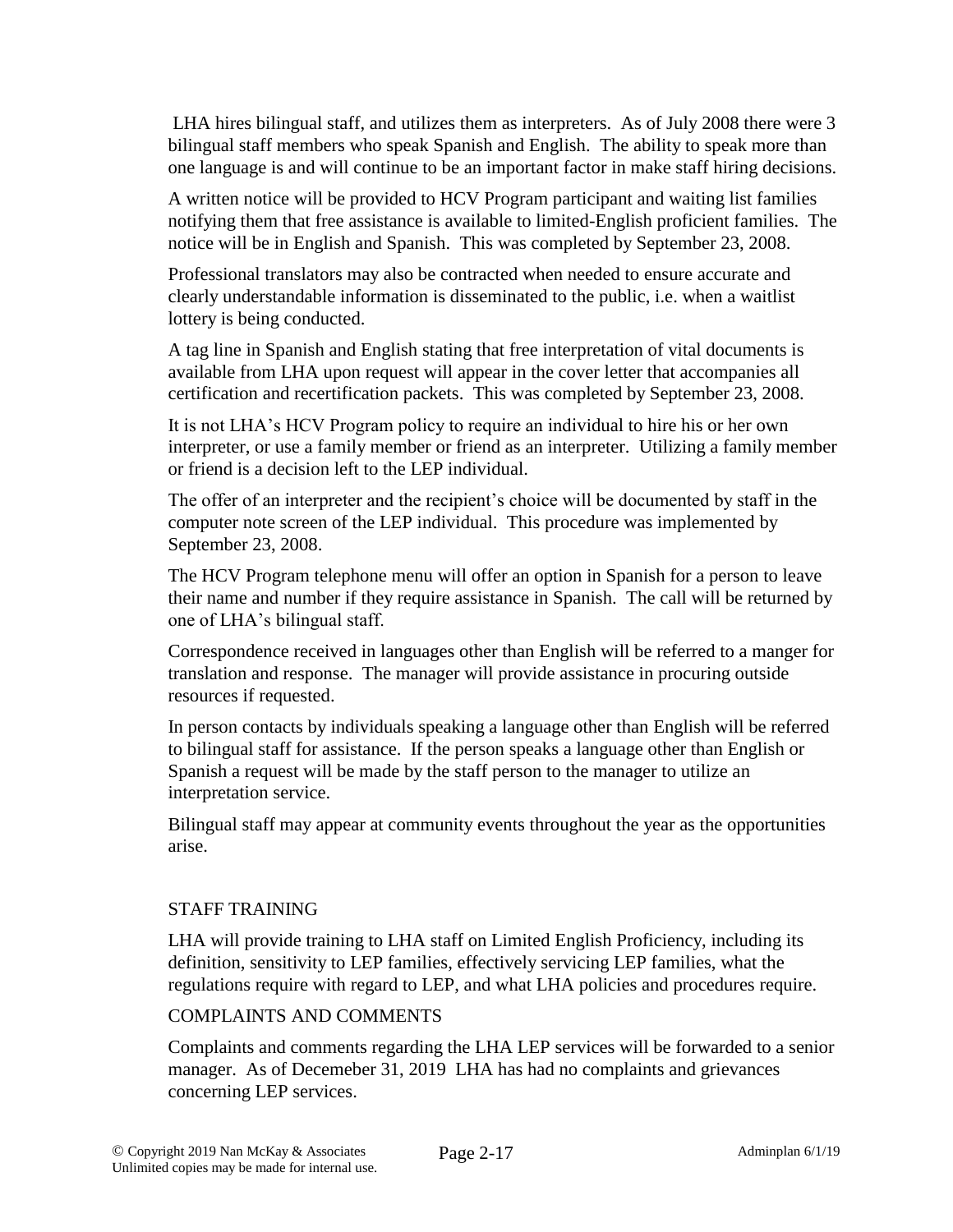LHA hires bilingual staff, and utilizes them as interpreters. As of July 2008 there were 3 bilingual staff members who speak Spanish and English. The ability to speak more than one language is and will continue to be an important factor in make staff hiring decisions.

A written notice will be provided to HCV Program participant and waiting list families notifying them that free assistance is available to limited-English proficient families. The notice will be in English and Spanish. This was completed by September 23, 2008.

Professional translators may also be contracted when needed to ensure accurate and clearly understandable information is disseminated to the public, i.e. when a waitlist lottery is being conducted.

A tag line in Spanish and English stating that free interpretation of vital documents is available from LHA upon request will appear in the cover letter that accompanies all certification and recertification packets. This was completed by September 23, 2008.

It is not LHA's HCV Program policy to require an individual to hire his or her own interpreter, or use a family member or friend as an interpreter. Utilizing a family member or friend is a decision left to the LEP individual.

The offer of an interpreter and the recipient's choice will be documented by staff in the computer note screen of the LEP individual. This procedure was implemented by September 23, 2008.

The HCV Program telephone menu will offer an option in Spanish for a person to leave their name and number if they require assistance in Spanish. The call will be returned by one of LHA's bilingual staff.

Correspondence received in languages other than English will be referred to a manger for translation and response. The manager will provide assistance in procuring outside resources if requested.

In person contacts by individuals speaking a language other than English will be referred to bilingual staff for assistance. If the person speaks a language other than English or Spanish a request will be made by the staff person to the manager to utilize an interpretation service.

Bilingual staff may appear at community events throughout the year as the opportunities arise.

## STAFF TRAINING

LHA will provide training to LHA staff on Limited English Proficiency, including its definition, sensitivity to LEP families, effectively servicing LEP families, what the regulations require with regard to LEP, and what LHA policies and procedures require.

## COMPLAINTS AND COMMENTS

Complaints and comments regarding the LHA LEP services will be forwarded to a senior manager. As of Decemeber 31, 2019 LHA has had no complaints and grievances concerning LEP services.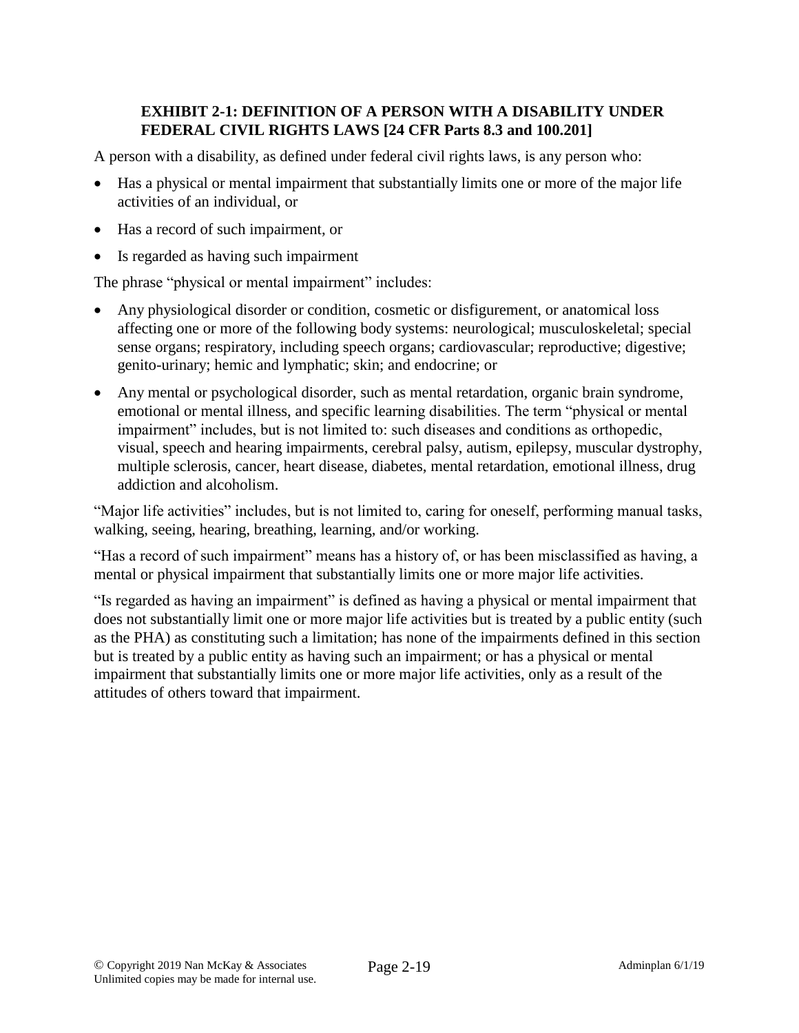### EXHIBIT 2-1: DEFINITION OF A PERSON WITH A DISABILITY UNDER FEDERAL CIVIL RIGHTS LAWS [24 CFR Parts 8.3 and 100.201]

A person with a disability, as defined under federal civil rights laws, is any person who:

- Has a physical or mental impairment that substantially limits one or more of the major life activities of an individual, or
- Has a record of such impairment, or
- Is regarded as having such impairment

The phrase "physical or mental impairment" includes:

- Any physiological disorder or condition, cosmetic or disfigurement, or anatomical loss affecting one or more of the following body systems: neurological; musculoskeletal; special sense organs; respiratory, including speech organs; cardiovascular; reproductive; digestive; genito-urinary; hemic and lymphatic; skin; and endocrine; or
- Any mental or psychological disorder, such as mental retardation, organic brain syndrome, emotional or mental illness, and specific learning disabilities. The term "physical or mental impairment" includes, but is not limited to: such diseases and conditions as orthopedic, visual, speech and hearing impairments, cerebral palsy, autism, epilepsy, muscular dystrophy, multiple sclerosis, cancer, heart disease, diabetes, mental retardation, emotional illness, drug addiction and alcoholism.

"Major life activities" includes, but is not limited to, caring for oneself, performing manual tasks, walking, seeing, hearing, breathing, learning, and/or working.

"Has a record of such impairment" means has a history of, or has been misclassified as having, a mental or physical impairment that substantially limits one or more major life activities.

"Is regarded as having an impairment" is defined as having a physical or mental impairment that does not substantially limit one or more major life activities but is treated by a public entity (such as the PHA) as constituting such a limitation; has none of the impairments defined in this section but is treated by a public entity as having such an impairment; or has a physical or mental impairment that substantially limits one or more major life activities, only as a result of the attitudes of others toward that impairment.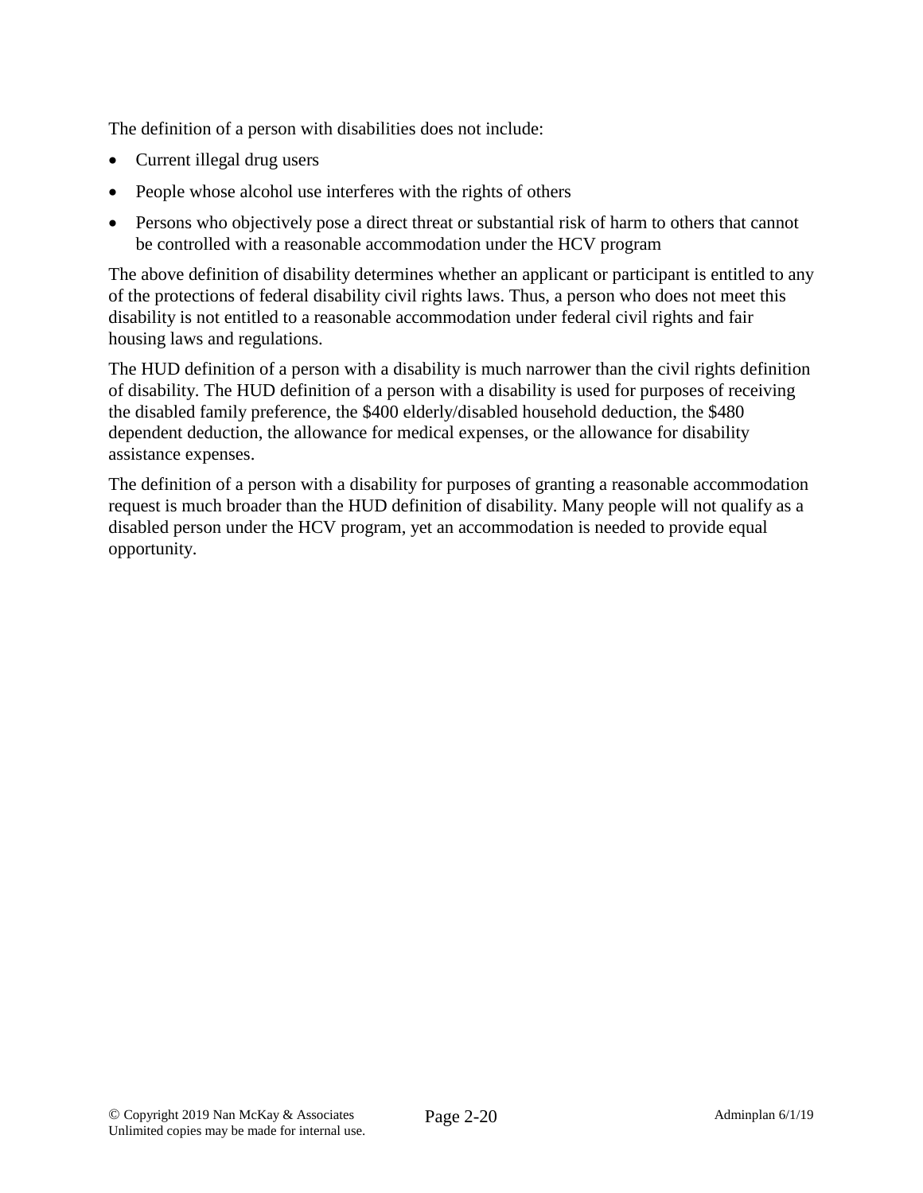The definition of a person with disabilities does not include:

- Current illegal drug users
- People whose alcohol use interferes with the rights of others
- Persons who objectively pose a direct threat or substantial risk of harm to others that cannot be controlled with a reasonable accommodation under the HCV program

The above definition of disability determines whether an applicant or participant is entitled to any of the protections of federal disability civil rights laws. Thus, a person who does not meet this disability is not entitled to a reasonable accommodation under federal civil rights and fair housing laws and regulations.

The HUD definition of a person with a disability is much narrower than the civil rights definition of disability. The HUD definition of a person with a disability is used for purposes of receiving the disabled family preference, the $400 elderly/disabled household deduction, the $480 dependent deduction, the allowance for medical expenses, or the allowance for disability assistance expenses.

The definition of a person with a disability for purposes of granting a reasonable accommodation request is much broader than the HUD definition of disability. Many people will not qualify as a disabled person under the HCV program, yet an accommodation is needed to provide equal opportunity.